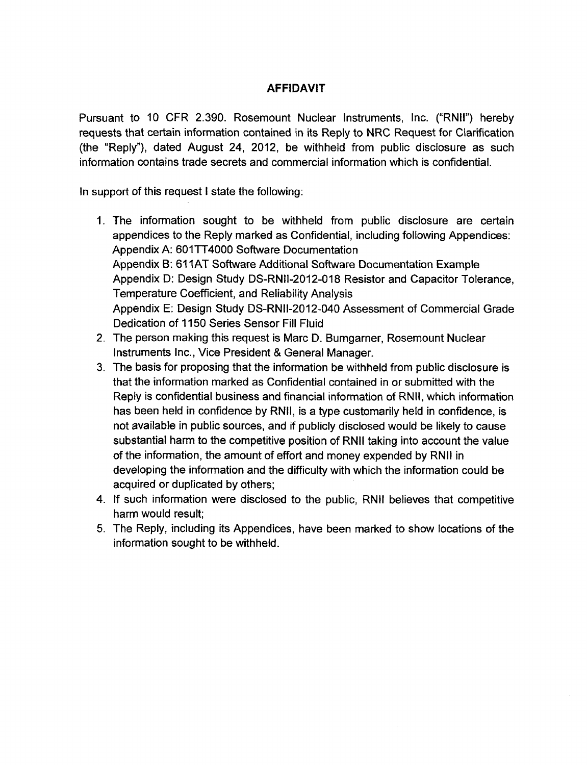# AFFIDAVIT

Pursuant to 10 CFR 2.390. Rosemount Nuclear Instruments, Inc. ("RNII") hereby requests that certain information contained in its Reply to NRC Request for Clarification (the "Reply"), dated August 24, 2012, be withheld from public disclosure as such information contains trade secrets and commercial information which is confidential.

In support of this request I state the following:

1. The information sought to be withheld from public disclosure are certain appendices to the Reply marked as Confidential, including following Appendices:
   Appendix A: 601TT4000 Software Documentation
   Appendix B: 611AT Software Additional Software Documentation Example
   Appendix D: Design Study DS-RNII-2012-018 Resistor and Capacitor Tolerance, Temperature Coefficient, and Reliability Analysis
   Appendix E: Design Study DS-RNII-2012-040 Assessment of Commercial Grade Dedication of 1150 Series Sensor Fill Fluid
2. The person making this request is Marc D. Bumgarner, Rosemount Nuclear Instruments Inc., Vice President & General Manager.
3. The basis for proposing that the information be withheld from public disclosure is that the information marked as Confidential contained in or submitted with the Reply is confidential business and financial information of RNII, which information has been held in confidence by RNII, is a type customarily held in confidence, is not available in public sources, and if publicly disclosed would be likely to cause substantial harm to the competitive position of RNII taking into account the value of the information, the amount of effort and money expended by RNII in developing the information and the difficulty with which the information could be acquired or duplicated by others;
4. If such information were disclosed to the public, RNII believes that competitive harm would result;
5. The Reply, including its Appendices, have been marked to show locations of the information sought to be withheld.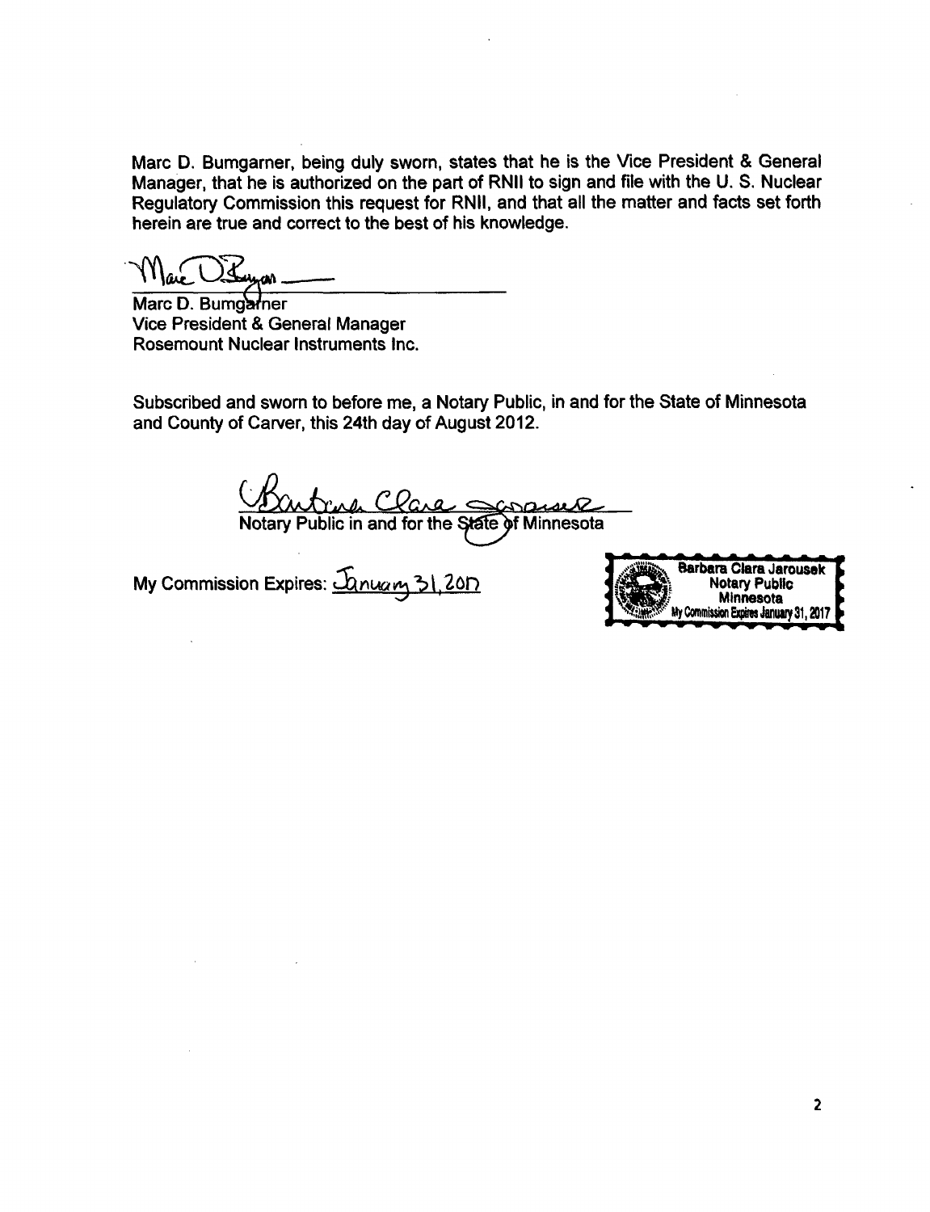Marc D. Bumgarner, being duly sworn, states that he is the Vice President & General Manager, that he is authorized on the part of RNII to sign and file with the U. S. Nuclear Regulatory Commission this request for RNII, and that all the matter and facts set forth herein are true and correct to the best of his knowledge.

Marc D. Bumgarner
Vice President & General Manager
Rosemount Nuclear Instruments Inc.

Subscribed and sworn to before me, a Notary Public, in and for the State of Minnesota and County of Carver, this 24th day of August 2012.

Notary Public in and for the State of Minnesota

My Commission Expires: January 31, 2017

Barbara Clara Jarousek
Notary Public
Minnesota
My Commission Expires January 31, 2017